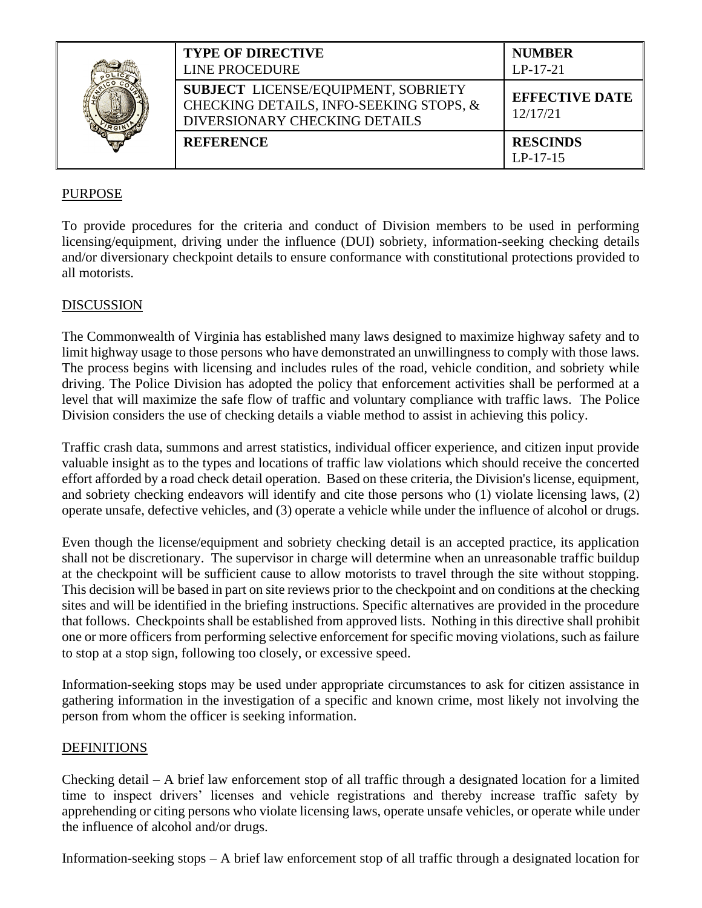| | TYPE OF DIRECTIVE<br>LINE PROCEDURE | NUMBER<br>LP-17-21 |
|---|---|---|
| | **SUBJECT** LICENSE/EQUIPMENT, SOBRIETY CHECKING DETAILS, INFO-SEEKING STOPS, & DIVERSIONARY CHECKING DETAILS | **EFFECTIVE DATE**<br>12/17/21 |
| | **REFERENCE** | **RESCINDS**<br>LP-17-15 |

## PURPOSE

To provide procedures for the criteria and conduct of Division members to be used in performing licensing/equipment, driving under the influence (DUI) sobriety, information-seeking checking details and/or diversionary checkpoint details to ensure conformance with constitutional protections provided to all motorists.

## DISCUSSION

The Commonwealth of Virginia has established many laws designed to maximize highway safety and to limit highway usage to those persons who have demonstrated an unwillingness to comply with those laws. The process begins with licensing and includes rules of the road, vehicle condition, and sobriety while driving. The Police Division has adopted the policy that enforcement activities shall be performed at a level that will maximize the safe flow of traffic and voluntary compliance with traffic laws. The Police Division considers the use of checking details a viable method to assist in achieving this policy.

Traffic crash data, summons and arrest statistics, individual officer experience, and citizen input provide valuable insight as to the types and locations of traffic law violations which should receive the concerted effort afforded by a road check detail operation. Based on these criteria, the Division's license, equipment, and sobriety checking endeavors will identify and cite those persons who (1) violate licensing laws, (2) operate unsafe, defective vehicles, and (3) operate a vehicle while under the influence of alcohol or drugs.

Even though the license/equipment and sobriety checking detail is an accepted practice, its application shall not be discretionary. The supervisor in charge will determine when an unreasonable traffic buildup at the checkpoint will be sufficient cause to allow motorists to travel through the site without stopping. This decision will be based in part on site reviews prior to the checkpoint and on conditions at the checking sites and will be identified in the briefing instructions. Specific alternatives are provided in the procedure that follows. Checkpoints shall be established from approved lists. Nothing in this directive shall prohibit one or more officers from performing selective enforcement for specific moving violations, such as failure to stop at a stop sign, following too closely, or excessive speed.

Information-seeking stops may be used under appropriate circumstances to ask for citizen assistance in gathering information in the investigation of a specific and known crime, most likely not involving the person from whom the officer is seeking information.

## DEFINITIONS

Checking detail – A brief law enforcement stop of all traffic through a designated location for a limited time to inspect drivers' licenses and vehicle registrations and thereby increase traffic safety by apprehending or citing persons who violate licensing laws, operate unsafe vehicles, or operate while under the influence of alcohol and/or drugs.

Information-seeking stops – A brief law enforcement stop of all traffic through a designated location for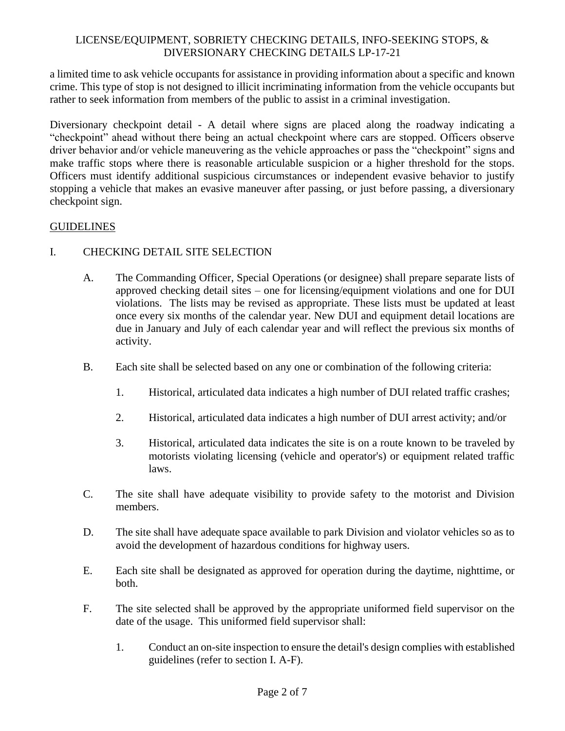a limited time to ask vehicle occupants for assistance in providing information about a specific and known crime. This type of stop is not designed to illicit incriminating information from the vehicle occupants but rather to seek information from members of the public to assist in a criminal investigation.

Diversionary checkpoint detail - A detail where signs are placed along the roadway indicating a "checkpoint" ahead without there being an actual checkpoint where cars are stopped. Officers observe driver behavior and/or vehicle maneuvering as the vehicle approaches or pass the "checkpoint" signs and make traffic stops where there is reasonable articulable suspicion or a higher threshold for the stops. Officers must identify additional suspicious circumstances or independent evasive behavior to justify stopping a vehicle that makes an evasive maneuver after passing, or just before passing, a diversionary checkpoint sign.

## GUIDELINES

I. CHECKING DETAIL SITE SELECTION

A. The Commanding Officer, Special Operations (or designee) shall prepare separate lists of approved checking detail sites – one for licensing/equipment violations and one for DUI violations. The lists may be revised as appropriate. These lists must be updated at least once every six months of the calendar year. New DUI and equipment detail locations are due in January and July of each calendar year and will reflect the previous six months of activity.

B. Each site shall be selected based on any one or combination of the following criteria:

1. Historical, articulated data indicates a high number of DUI related traffic crashes;

2. Historical, articulated data indicates a high number of DUI arrest activity; and/or

3. Historical, articulated data indicates the site is on a route known to be traveled by motorists violating licensing (vehicle and operator's) or equipment related traffic laws.

C. The site shall have adequate visibility to provide safety to the motorist and Division members.

D. The site shall have adequate space available to park Division and violator vehicles so as to avoid the development of hazardous conditions for highway users.

E. Each site shall be designated as approved for operation during the daytime, nighttime, or both.

F. The site selected shall be approved by the appropriate uniformed field supervisor on the date of the usage. This uniformed field supervisor shall:

1. Conduct an on-site inspection to ensure the detail's design complies with established guidelines (refer to section I. A-F).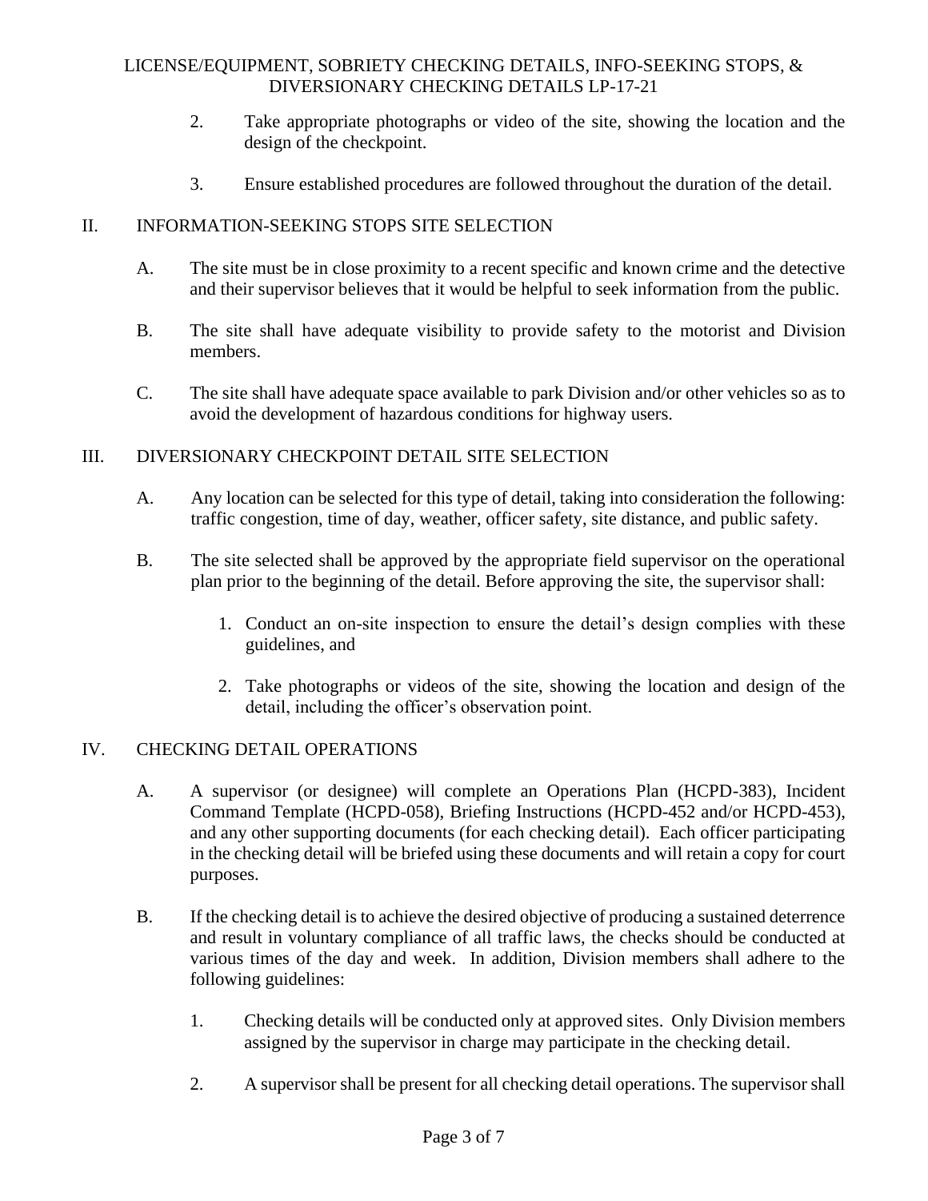2. Take appropriate photographs or video of the site, showing the location and the design of the checkpoint.

3. Ensure established procedures are followed throughout the duration of the detail.

## II. INFORMATION-SEEKING STOPS SITE SELECTION

A. The site must be in close proximity to a recent specific and known crime and the detective and their supervisor believes that it would be helpful to seek information from the public.

B. The site shall have adequate visibility to provide safety to the motorist and Division members.

C. The site shall have adequate space available to park Division and/or other vehicles so as to avoid the development of hazardous conditions for highway users.

## III. DIVERSIONARY CHECKPOINT DETAIL SITE SELECTION

A. Any location can be selected for this type of detail, taking into consideration the following: traffic congestion, time of day, weather, officer safety, site distance, and public safety.

B. The site selected shall be approved by the appropriate field supervisor on the operational plan prior to the beginning of the detail. Before approving the site, the supervisor shall:

1. Conduct an on-site inspection to ensure the detail's design complies with these guidelines, and

2. Take photographs or videos of the site, showing the location and design of the detail, including the officer's observation point.

## IV. CHECKING DETAIL OPERATIONS

A. A supervisor (or designee) will complete an Operations Plan (HCPD-383), Incident Command Template (HCPD-058), Briefing Instructions (HCPD-452 and/or HCPD-453), and any other supporting documents (for each checking detail). Each officer participating in the checking detail will be briefed using these documents and will retain a copy for court purposes.

B. If the checking detail is to achieve the desired objective of producing a sustained deterrence and result in voluntary compliance of all traffic laws, the checks should be conducted at various times of the day and week. In addition, Division members shall adhere to the following guidelines:

1. Checking details will be conducted only at approved sites. Only Division members assigned by the supervisor in charge may participate in the checking detail.

2. A supervisor shall be present for all checking detail operations. The supervisor shall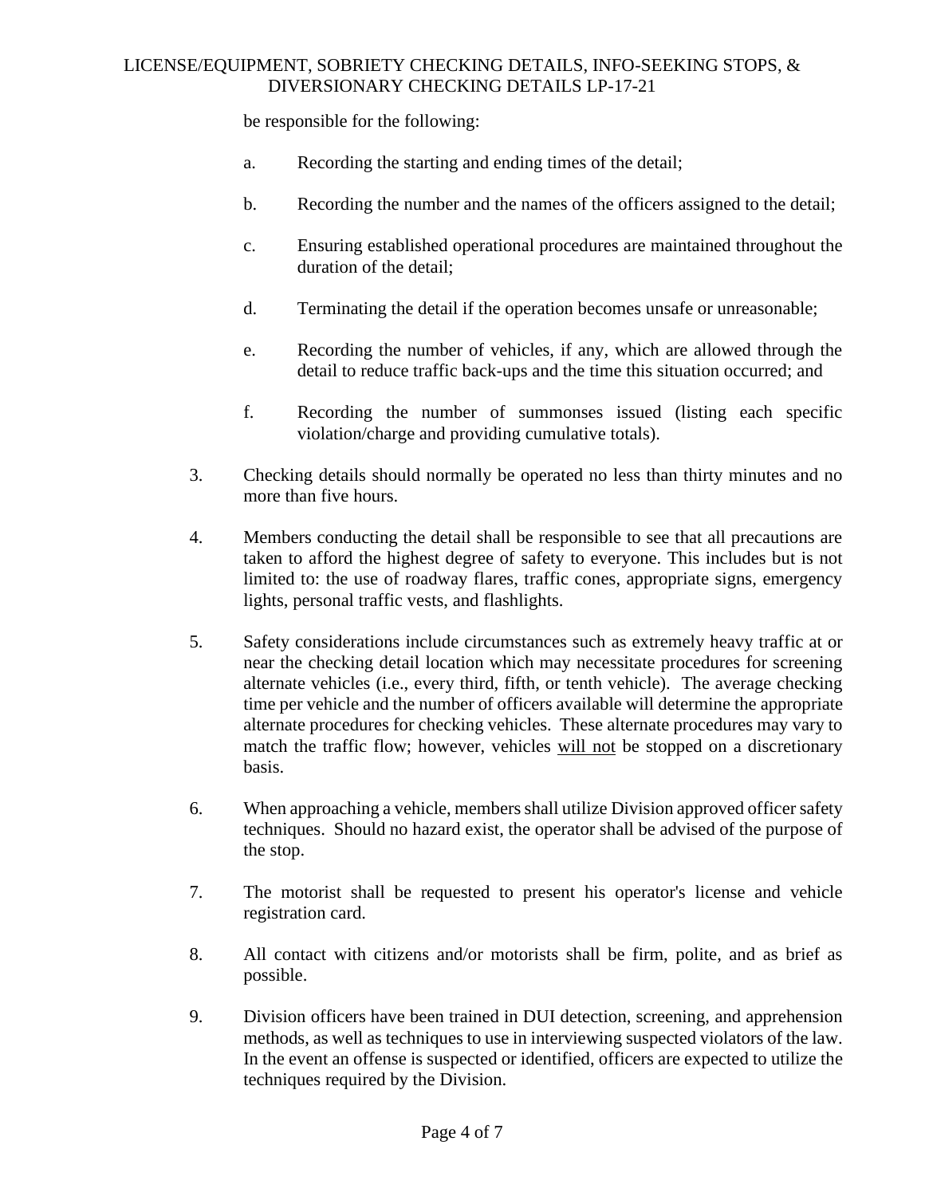be responsible for the following:

a. Recording the starting and ending times of the detail;

b. Recording the number and the names of the officers assigned to the detail;

c. Ensuring established operational procedures are maintained throughout the duration of the detail;

d. Terminating the detail if the operation becomes unsafe or unreasonable;

e. Recording the number of vehicles, if any, which are allowed through the detail to reduce traffic back-ups and the time this situation occurred; and

f. Recording the number of summonses issued (listing each specific violation/charge and providing cumulative totals).

3. Checking details should normally be operated no less than thirty minutes and no more than five hours.

4. Members conducting the detail shall be responsible to see that all precautions are taken to afford the highest degree of safety to everyone. This includes but is not limited to: the use of roadway flares, traffic cones, appropriate signs, emergency lights, personal traffic vests, and flashlights.

5. Safety considerations include circumstances such as extremely heavy traffic at or near the checking detail location which may necessitate procedures for screening alternate vehicles (i.e., every third, fifth, or tenth vehicle). The average checking time per vehicle and the number of officers available will determine the appropriate alternate procedures for checking vehicles. These alternate procedures may vary to match the traffic flow; however, vehicles <u>will not</u> be stopped on a discretionary basis.

6. When approaching a vehicle, members shall utilize Division approved officer safety techniques. Should no hazard exist, the operator shall be advised of the purpose of the stop.

7. The motorist shall be requested to present his operator's license and vehicle registration card.

8. All contact with citizens and/or motorists shall be firm, polite, and as brief as possible.

9. Division officers have been trained in DUI detection, screening, and apprehension methods, as well as techniques to use in interviewing suspected violators of the law. In the event an offense is suspected or identified, officers are expected to utilize the techniques required by the Division.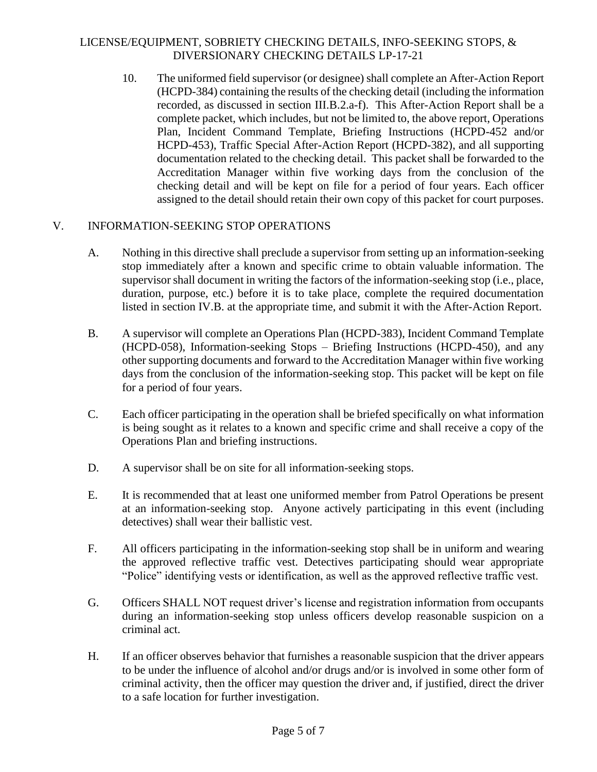10. The uniformed field supervisor (or designee) shall complete an After-Action Report (HCPD-384) containing the results of the checking detail (including the information recorded, as discussed in section III.B.2.a-f). This After-Action Report shall be a complete packet, which includes, but not be limited to, the above report, Operations Plan, Incident Command Template, Briefing Instructions (HCPD-452 and/or HCPD-453), Traffic Special After-Action Report (HCPD-382), and all supporting documentation related to the checking detail. This packet shall be forwarded to the Accreditation Manager within five working days from the conclusion of the checking detail and will be kept on file for a period of four years. Each officer assigned to the detail should retain their own copy of this packet for court purposes.

## V. INFORMATION-SEEKING STOP OPERATIONS

A. Nothing in this directive shall preclude a supervisor from setting up an information-seeking stop immediately after a known and specific crime to obtain valuable information. The supervisor shall document in writing the factors of the information-seeking stop (i.e., place, duration, purpose, etc.) before it is to take place, complete the required documentation listed in section IV.B. at the appropriate time, and submit it with the After-Action Report.

B. A supervisor will complete an Operations Plan (HCPD-383), Incident Command Template (HCPD-058), Information-seeking Stops – Briefing Instructions (HCPD-450), and any other supporting documents and forward to the Accreditation Manager within five working days from the conclusion of the information-seeking stop. This packet will be kept on file for a period of four years.

C. Each officer participating in the operation shall be briefed specifically on what information is being sought as it relates to a known and specific crime and shall receive a copy of the Operations Plan and briefing instructions.

D. A supervisor shall be on site for all information-seeking stops.

E. It is recommended that at least one uniformed member from Patrol Operations be present at an information-seeking stop. Anyone actively participating in this event (including detectives) shall wear their ballistic vest.

F. All officers participating in the information-seeking stop shall be in uniform and wearing the approved reflective traffic vest. Detectives participating should wear appropriate "Police" identifying vests or identification, as well as the approved reflective traffic vest.

G. Officers SHALL NOT request driver's license and registration information from occupants during an information-seeking stop unless officers develop reasonable suspicion on a criminal act.

H. If an officer observes behavior that furnishes a reasonable suspicion that the driver appears to be under the influence of alcohol and/or drugs and/or is involved in some other form of criminal activity, then the officer may question the driver and, if justified, direct the driver to a safe location for further investigation.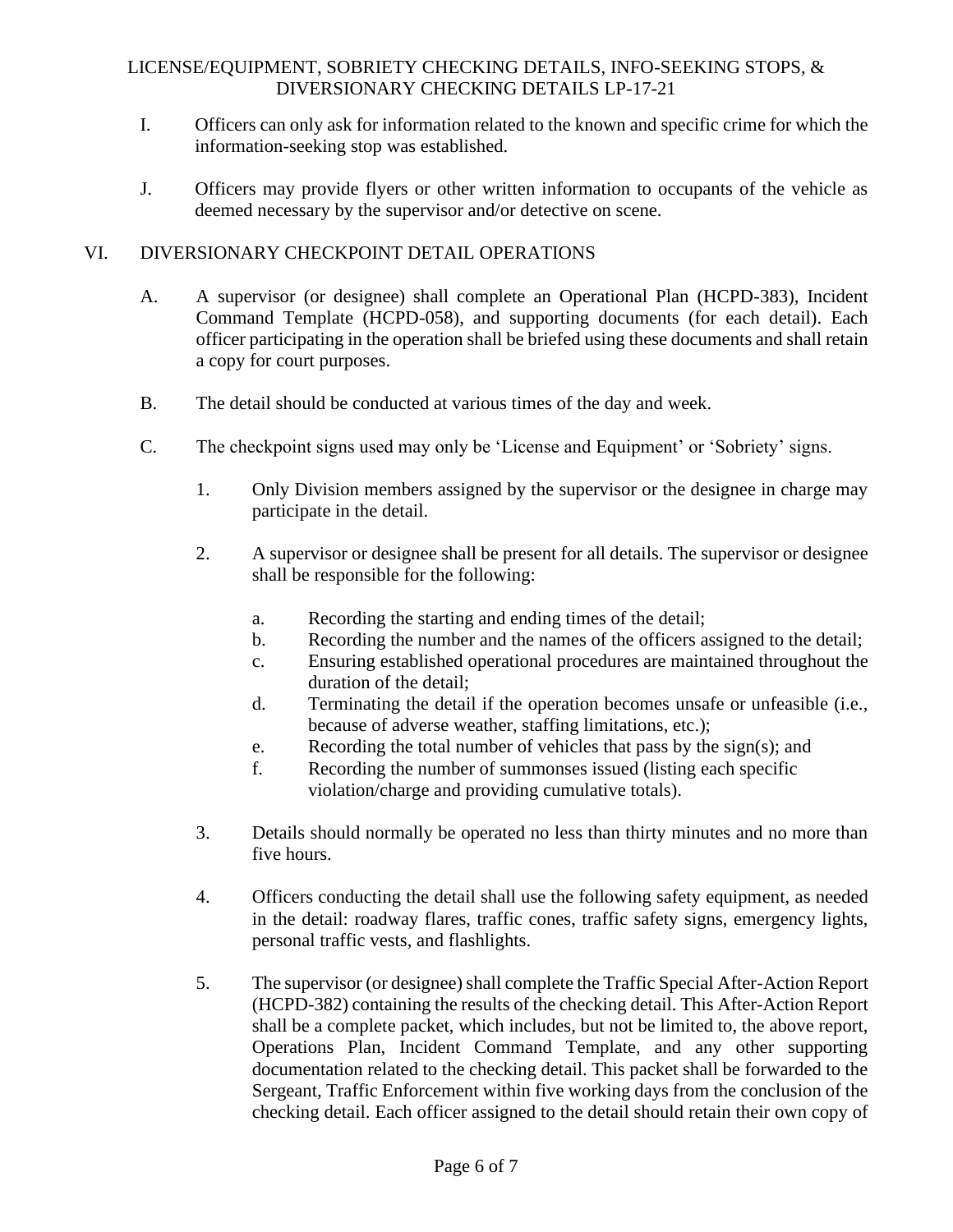I. Officers can only ask for information related to the known and specific crime for which the information-seeking stop was established.

J. Officers may provide flyers or other written information to occupants of the vehicle as deemed necessary by the supervisor and/or detective on scene.

## VI. DIVERSIONARY CHECKPOINT DETAIL OPERATIONS

A. A supervisor (or designee) shall complete an Operational Plan (HCPD-383), Incident Command Template (HCPD-058), and supporting documents (for each detail). Each officer participating in the operation shall be briefed using these documents and shall retain a copy for court purposes.

B. The detail should be conducted at various times of the day and week.

C. The checkpoint signs used may only be 'License and Equipment' or 'Sobriety' signs.

1. Only Division members assigned by the supervisor or the designee in charge may participate in the detail.

2. A supervisor or designee shall be present for all details. The supervisor or designee shall be responsible for the following:

   a. Recording the starting and ending times of the detail;
   b. Recording the number and the names of the officers assigned to the detail;
   c. Ensuring established operational procedures are maintained throughout the duration of the detail;
   d. Terminating the detail if the operation becomes unsafe or unfeasible (i.e., because of adverse weather, staffing limitations, etc.);
   e. Recording the total number of vehicles that pass by the sign(s); and
   f. Recording the number of summonses issued (listing each specific violation/charge and providing cumulative totals).

3. Details should normally be operated no less than thirty minutes and no more than five hours.

4. Officers conducting the detail shall use the following safety equipment, as needed in the detail: roadway flares, traffic cones, traffic safety signs, emergency lights, personal traffic vests, and flashlights.

5. The supervisor (or designee) shall complete the Traffic Special After-Action Report (HCPD-382) containing the results of the checking detail. This After-Action Report shall be a complete packet, which includes, but not be limited to, the above report, Operations Plan, Incident Command Template, and any other supporting documentation related to the checking detail. This packet shall be forwarded to the Sergeant, Traffic Enforcement within five working days from the conclusion of the checking detail. Each officer assigned to the detail should retain their own copy of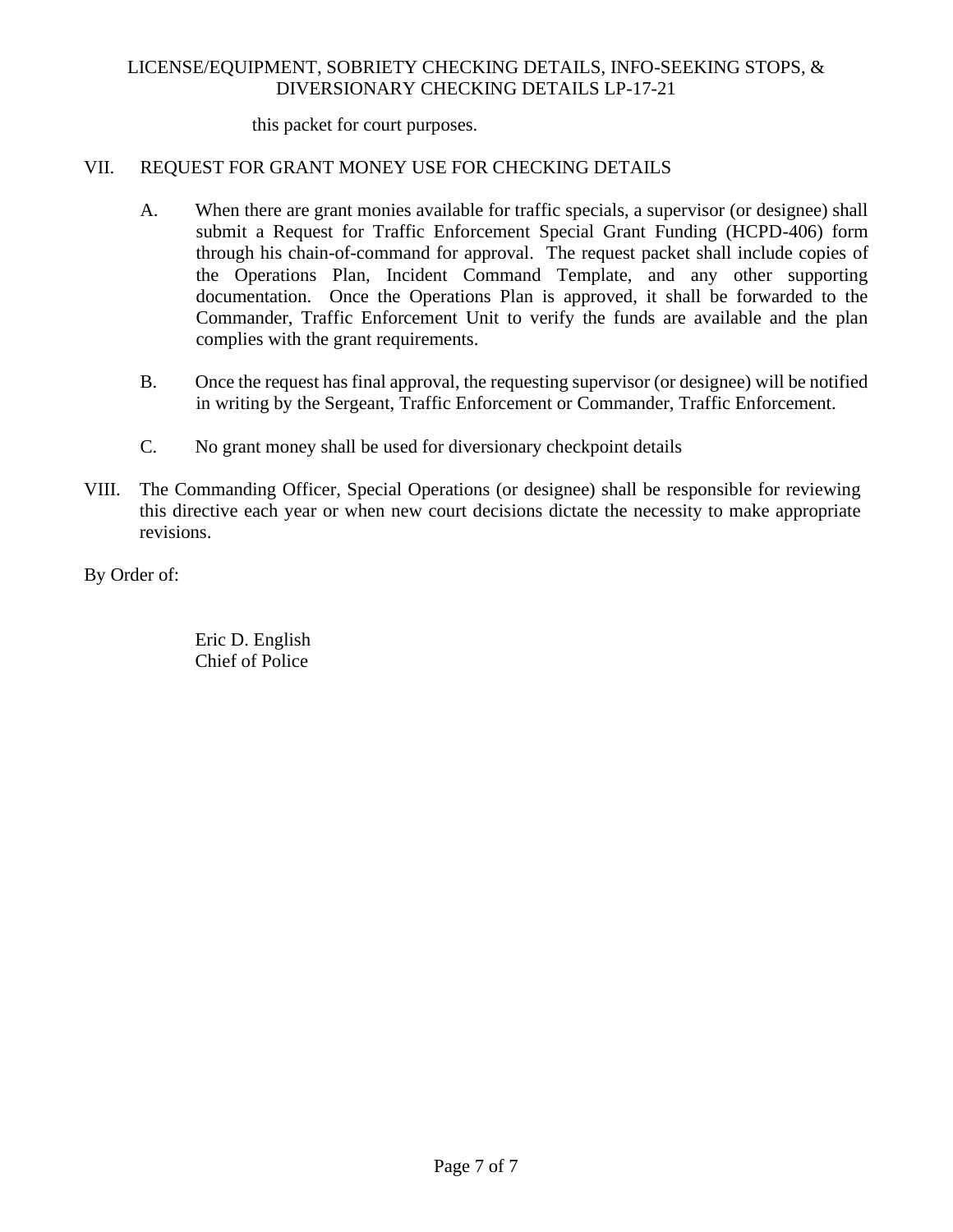this packet for court purposes.

VII. REQUEST FOR GRANT MONEY USE FOR CHECKING DETAILS

A. When there are grant monies available for traffic specials, a supervisor (or designee) shall submit a Request for Traffic Enforcement Special Grant Funding (HCPD-406) form through his chain-of-command for approval. The request packet shall include copies of the Operations Plan, Incident Command Template, and any other supporting documentation. Once the Operations Plan is approved, it shall be forwarded to the Commander, Traffic Enforcement Unit to verify the funds are available and the plan complies with the grant requirements.

B. Once the request has final approval, the requesting supervisor (or designee) will be notified in writing by the Sergeant, Traffic Enforcement or Commander, Traffic Enforcement.

C. No grant money shall be used for diversionary checkpoint details

VIII. The Commanding Officer, Special Operations (or designee) shall be responsible for reviewing this directive each year or when new court decisions dictate the necessity to make appropriate revisions.

By Order of:

Eric D. English
Chief of Police